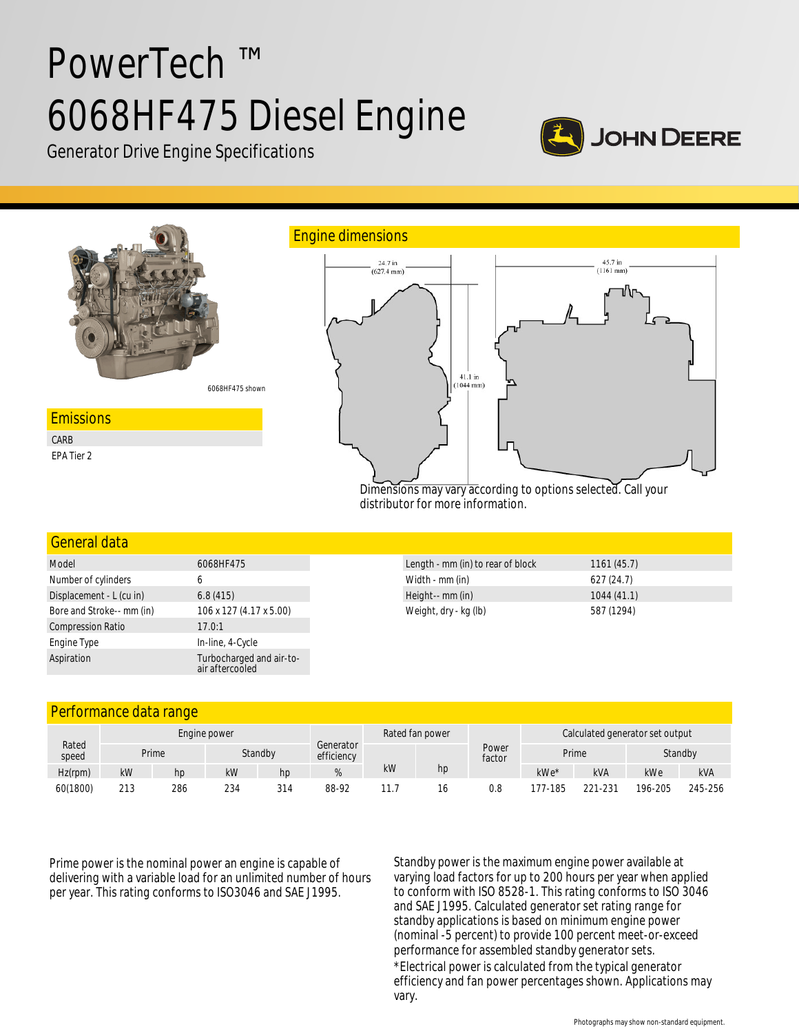# PowerTech ™ 6068HF475 Diesel Engine

Generator Drive Engine Specifications

JOHN DEERE

6068HF475 shown

## Emissions

CARB

EPA Tier 2

## Engine dimensions

24.7 in (627.4 mm)

45.7 in (1161 mm)

41.1 in (1044 mm)

Dimensions may vary according to options selected. Call your distributor for more information.

## General data

| | |
|---|---|
| Model | 6068HF475 |
| Number of cylinders | 6 |
| Displacement - L (cu in) | 6.8 (415) |
| Bore and Stroke-- mm (in) | 106 x 127 (4.17 x 5.00) |
| Compression Ratio | 17.0:1 |
| Engine Type | In-line, 4-Cycle |
| Aspiration | Turbocharged and air-to-air aftercooled |

| | |
|---|---|
| Length - mm (in) to rear of block | 1161 (45.7) |
| Width - mm (in) | 627 (24.7) |
| Height-- mm (in) | 1044 (41.1) |
| Weight, dry - kg (lb) | 587 (1294) |

## Performance data range

| Rated speed | Engine power | | | | Generator efficiency | Rated fan power | | Power factor | Calculated generator set output | | | |
|---|---|---|---|---|---|---|---|---|---|---|---|---|
| | Prime | | Standby | | | | | | Prime | | Standby | |
| Hz(rpm) | kW | hp | kW | hp | % | kW | hp | | kWe* | kVA | kWe | kVA |
| 60(1800) | 213 | 286 | 234 | 314 | 88-92 | 11.7 | 16 | 0.8 | 177-185 | 221-231 | 196-205 | 245-256 |

Prime power is the nominal power an engine is capable of delivering with a variable load for an unlimited number of hours per year. This rating conforms to ISO3046 and SAE J1995.

Standby power is the maximum engine power available at varying load factors for up to 200 hours per year when applied to conform with ISO 8528-1. This rating conforms to ISO 3046 and SAE J1995. Calculated generator set rating range for standby applications is based on minimum engine power (nominal -5 percent) to provide 100 percent meet-or-exceed performance for assembled standby generator sets.

*Electrical power is calculated from the typical generator efficiency and fan power percentages shown. Applications may vary.

Photographs may show non-standard equipment.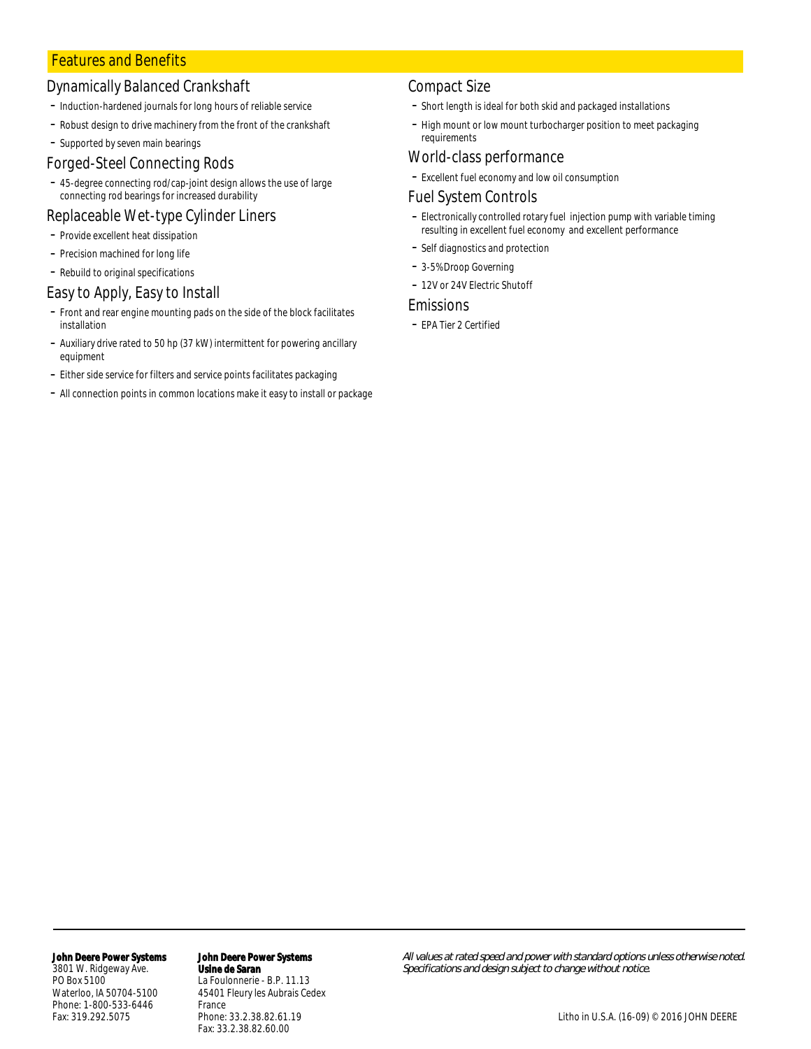## Features and Benefits

### Dynamically Balanced Crankshaft

- Induction-hardened journals for long hours of reliable service
- Robust design to drive machinery from the front of the crankshaft
- Supported by seven main bearings

### Forged-Steel Connecting Rods

- 45-degree connecting rod/cap-joint design allows the use of large connecting rod bearings for increased durability

### Replaceable Wet-type Cylinder Liners

- Provide excellent heat dissipation
- Precision machined for long life
- Rebuild to original specifications

### Easy to Apply, Easy to Install

- Front and rear engine mounting pads on the side of the block facilitates installation
- Auxiliary drive rated to 50 hp (37 kW) intermittent for powering ancillary equipment
- Either side service for filters and service points facilitates packaging
- All connection points in common locations make it easy to install or package

### Compact Size

- Short length is ideal for both skid and packaged installations
- High mount or low mount turbocharger position to meet packaging requirements

### World-class performance

- Excellent fuel economy and low oil consumption

### Fuel System Controls

- Electronically controlled rotary fuel injection pump with variable timing resulting in excellent fuel economy and excellent performance
- Self diagnostics and protection
- 3-5% Droop Governing
- 12V or 24V Electric Shutoff

### Emissions

- EPA Tier 2 Certified

---

**John Deere Power Systems**
3801 W. Ridgeway Ave.
PO Box 5100
Waterloo, IA 50704-5100
Phone: 1-800-533-6446
Fax: 319.292.5075

**John Deere Power Systems**
**Usine de Saran**
La Foulonnerie - B.P. 11.13
45401 Fleury les Aubrais Cedex
France
Phone: 33.2.38.82.61.19
Fax: 33.2.38.82.60.00

*All values at rated speed and power with standard options unless otherwise noted.*
*Specifications and design subject to change without notice.*

Litho in U.S.A. (16-09) © 2016 JOHN DEERE